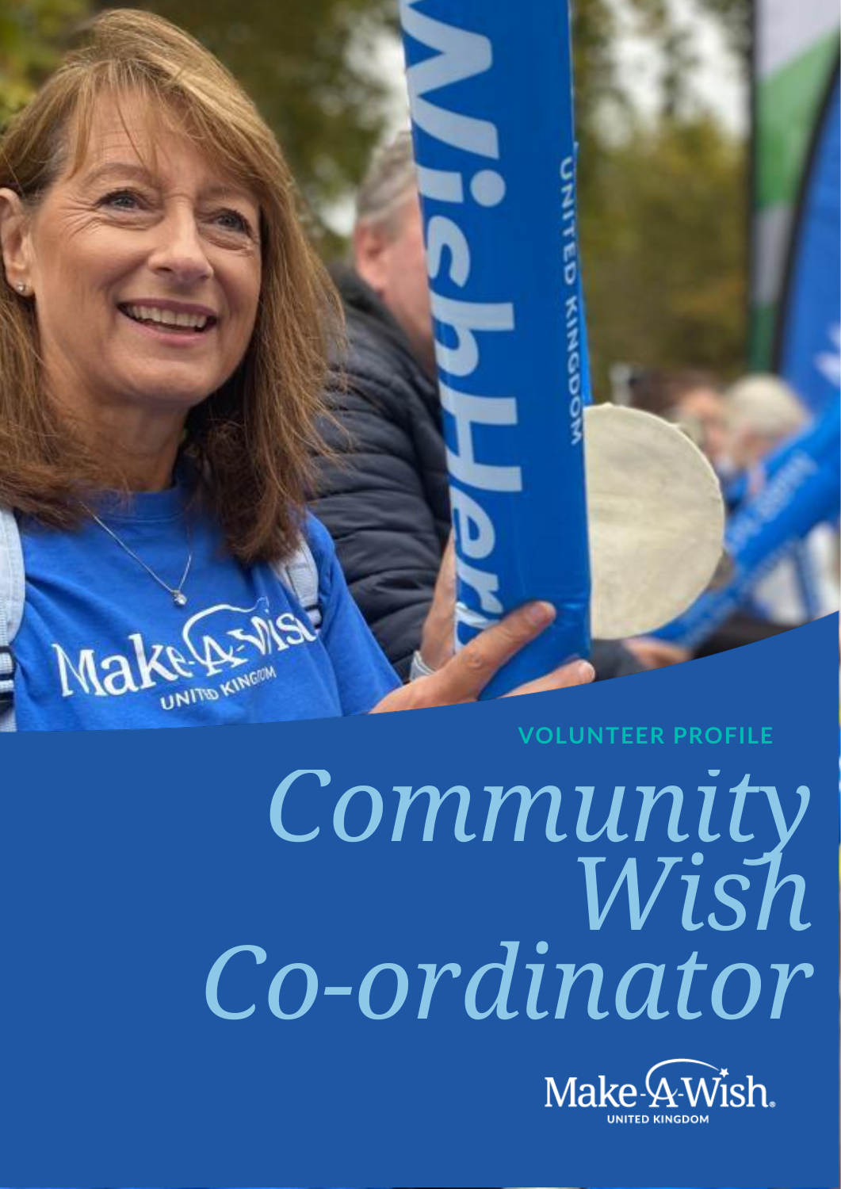VOLUNTEER PROFILE

# *Community Wish Co-ordinator*

Make-A-Wish
UNITED KINGDOM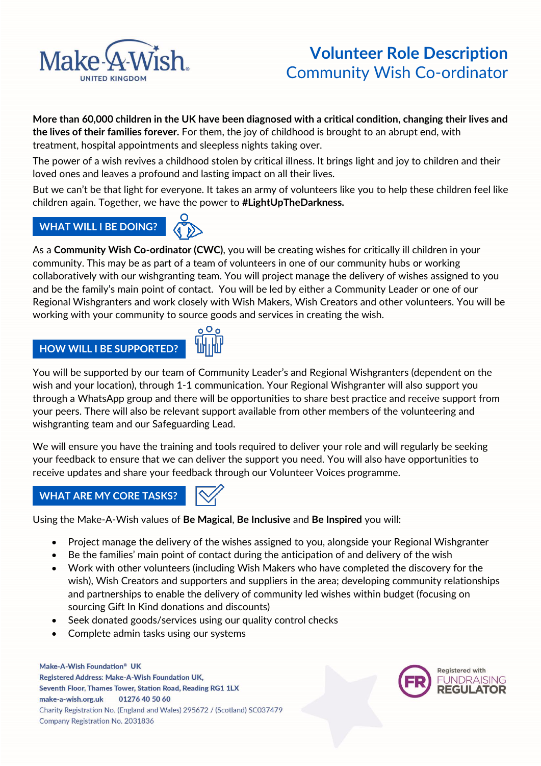# Volunteer Role Description
## Community Wish Co-ordinator

**More than 60,000 children in the UK have been diagnosed with a critical condition, changing their lives and the lives of their families forever.** For them, the joy of childhood is brought to an abrupt end, with treatment, hospital appointments and sleepless nights taking over.

The power of a wish revives a childhood stolen by critical illness. It brings light and joy to children and their loved ones and leaves a profound and lasting impact on all their lives.

But we can't be that light for everyone. It takes an army of volunteers like you to help these children feel like children again. Together, we have the power to **#LightUpTheDarkness.**

## WHAT WILL I BE DOING?

As a **Community Wish Co-ordinator (CWC)**, you will be creating wishes for critically ill children in your community. This may be as part of a team of volunteers in one of our community hubs or working collaboratively with our wishgranting team. You will project manage the delivery of wishes assigned to you and be the family's main point of contact. You will be led by either a Community Leader or one of our Regional Wishgranters and work closely with Wish Makers, Wish Creators and other volunteers. You will be working with your community to source goods and services in creating the wish.

## HOW WILL I BE SUPPORTED?

You will be supported by our team of Community Leader's and Regional Wishgranters (dependent on the wish and your location), through 1-1 communication. Your Regional Wishgranter will also support you through a WhatsApp group and there will be opportunities to share best practice and receive support from your peers. There will also be relevant support available from other members of the volunteering and wishgranting team and our Safeguarding Lead.

We will ensure you have the training and tools required to deliver your role and will regularly be seeking your feedback to ensure that we can deliver the support you need. You will also have opportunities to receive updates and share your feedback through our Volunteer Voices programme.

## WHAT ARE MY CORE TASKS?

Using the Make-A-Wish values of **Be Magical**, **Be Inclusive** and **Be Inspired** you will:

- Project manage the delivery of the wishes assigned to you, alongside your Regional Wishgranter
- Be the families' main point of contact during the anticipation of and delivery of the wish
- Work with other volunteers (including Wish Makers who have completed the discovery for the wish), Wish Creators and supporters and suppliers in the area; developing community relationships and partnerships to enable the delivery of community led wishes within budget (focusing on sourcing Gift In Kind donations and discounts)
- Seek donated goods/services using our quality control checks
- Complete admin tasks using our systems

Make-A-Wish Foundation® UK
Registered Address: Make-A-Wish Foundation UK,
Seventh Floor, Thames Tower, Station Road, Reading RG1 1LX
make-a-wish.org.uk 01276 40 50 60
Charity Registration No. (England and Wales) 295672 / (Scotland) SC037479
Company Registration No. 2031836

Registered with FUNDRAISING REGULATOR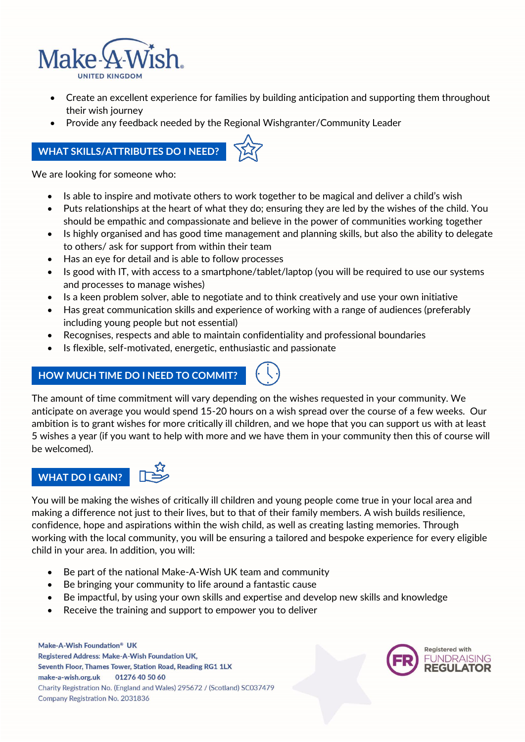- Create an excellent experience for families by building anticipation and supporting them throughout their wish journey
- Provide any feedback needed by the Regional Wishgranter/Community Leader

## WHAT SKILLS/ATTRIBUTES DO I NEED?

We are looking for someone who:

- Is able to inspire and motivate others to work together to be magical and deliver a child's wish
- Puts relationships at the heart of what they do; ensuring they are led by the wishes of the child. You should be empathic and compassionate and believe in the power of communities working together
- Is highly organised and has good time management and planning skills, but also the ability to delegate to others/ ask for support from within their team
- Has an eye for detail and is able to follow processes
- Is good with IT, with access to a smartphone/tablet/laptop (you will be required to use our systems and processes to manage wishes)
- Is a keen problem solver, able to negotiate and to think creatively and use your own initiative
- Has great communication skills and experience of working with a range of audiences (preferably including young people but not essential)
- Recognises, respects and able to maintain confidentiality and professional boundaries
- Is flexible, self-motivated, energetic, enthusiastic and passionate

## HOW MUCH TIME DO I NEED TO COMMIT?

The amount of time commitment will vary depending on the wishes requested in your community. We anticipate on average you would spend 15-20 hours on a wish spread over the course of a few weeks. Our ambition is to grant wishes for more critically ill children, and we hope that you can support us with at least 5 wishes a year (if you want to help with more and we have them in your community then this of course will be welcomed).

## WHAT DO I GAIN?

You will be making the wishes of critically ill children and young people come true in your local area and making a difference not just to their lives, but to that of their family members. A wish builds resilience, confidence, hope and aspirations within the wish child, as well as creating lasting memories. Through working with the local community, you will be ensuring a tailored and bespoke experience for every eligible child in your area. In addition, you will:

- Be part of the national Make-A-Wish UK team and community
- Be bringing your community to life around a fantastic cause
- Be impactful, by using your own skills and expertise and develop new skills and knowledge
- Receive the training and support to empower you to deliver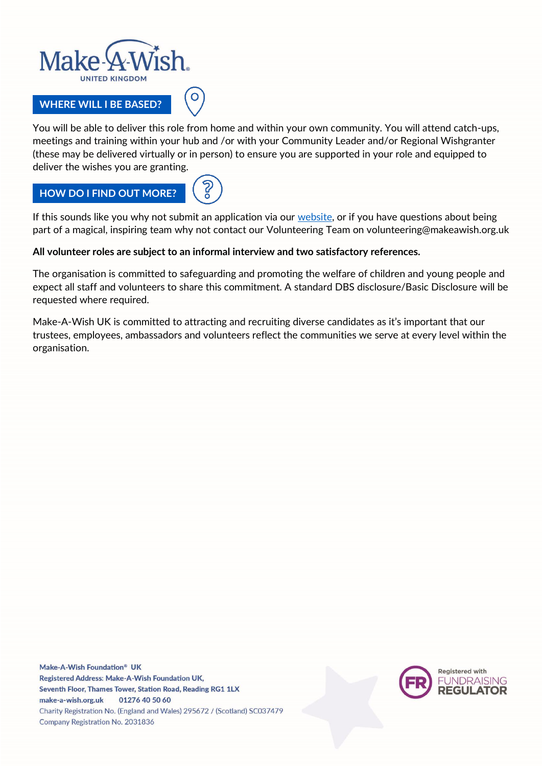## WHERE WILL I BE BASED?

You will be able to deliver this role from home and within your own community. You will attend catch-ups, meetings and training within your hub and /or with your Community Leader and/or Regional Wishgranter (these may be delivered virtually or in person) to ensure you are supported in your role and equipped to deliver the wishes you are granting.

## HOW DO I FIND OUT MORE?

If this sounds like you why not submit an application via our website, or if you have questions about being part of a magical, inspiring team why not contact our Volunteering Team on volunteering@makeawish.org.uk

**All volunteer roles are subject to an informal interview and two satisfactory references.**

The organisation is committed to safeguarding and promoting the welfare of children and young people and expect all staff and volunteers to share this commitment. A standard DBS disclosure/Basic Disclosure will be requested where required.

Make-A-Wish UK is committed to attracting and recruiting diverse candidates as it's important that our trustees, employees, ambassadors and volunteers reflect the communities we serve at every level within the organisation.

**Make-A-Wish Foundation® UK**
**Registered Address: Make-A-Wish Foundation UK,**
**Seventh Floor, Thames Tower, Station Road, Reading RG1 1LX**
**make-a-wish.org.uk 01276 40 50 60**
Charity Registration No. (England and Wales) 295672 / (Scotland) SC037479
Company Registration No. 2031836

Registered with FUNDRAISING REGULATOR